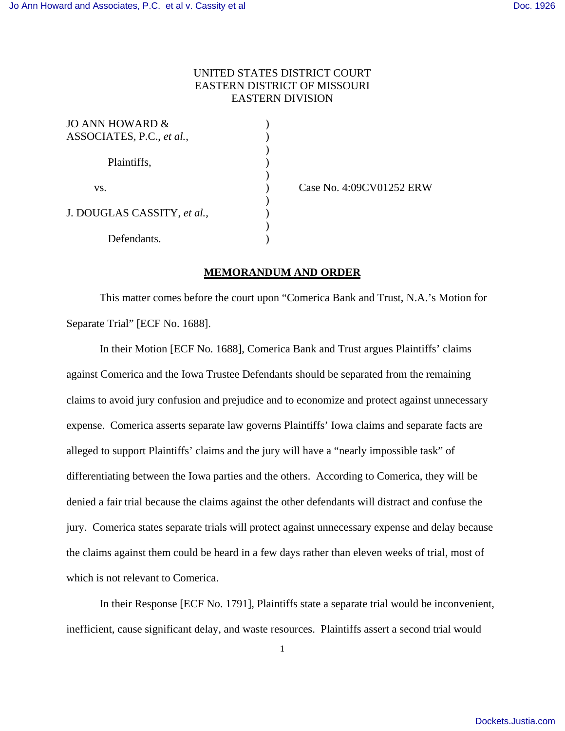UNITED STATES DISTRICT COURT
EASTERN DISTRICT OF MISSOURI
EASTERN DIVISION

| | | |
|---|---|---|
| JO ANN HOWARD & ASSOCIATES, P.C., *et al.*, | ) | |
| Plaintiffs, | ) | |
| vs. | ) | Case No. 4:09CV01252 ERW |
| J. DOUGLAS CASSITY, *et al.*, | ) | |
| Defendants. | ) | |

## MEMORANDUM AND ORDER

This matter comes before the court upon "Comerica Bank and Trust, N.A.'s Motion for Separate Trial" [ECF No. 1688].

In their Motion [ECF No. 1688], Comerica Bank and Trust argues Plaintiffs' claims against Comerica and the Iowa Trustee Defendants should be separated from the remaining claims to avoid jury confusion and prejudice and to economize and protect against unnecessary expense. Comerica asserts separate law governs Plaintiffs' Iowa claims and separate facts are alleged to support Plaintiffs' claims and the jury will have a "nearly impossible task" of differentiating between the Iowa parties and the others. According to Comerica, they will be denied a fair trial because the claims against the other defendants will distract and confuse the jury. Comerica states separate trials will protect against unnecessary expense and delay because the claims against them could be heard in a few days rather than eleven weeks of trial, most of which is not relevant to Comerica.

In their Response [ECF No. 1791], Plaintiffs state a separate trial would be inconvenient, inefficient, cause significant delay, and waste resources. Plaintiffs assert a second trial would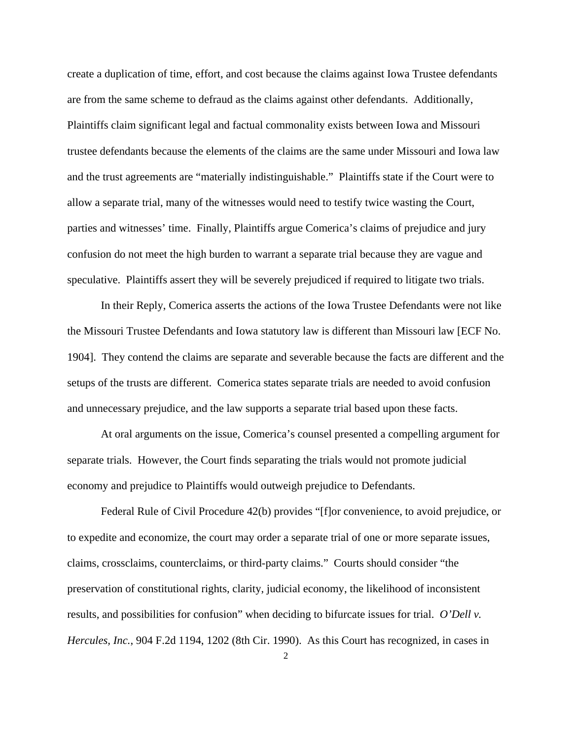create a duplication of time, effort, and cost because the claims against Iowa Trustee defendants are from the same scheme to defraud as the claims against other defendants. Additionally, Plaintiffs claim significant legal and factual commonality exists between Iowa and Missouri trustee defendants because the elements of the claims are the same under Missouri and Iowa law and the trust agreements are "materially indistinguishable." Plaintiffs state if the Court were to allow a separate trial, many of the witnesses would need to testify twice wasting the Court, parties and witnesses' time. Finally, Plaintiffs argue Comerica's claims of prejudice and jury confusion do not meet the high burden to warrant a separate trial because they are vague and speculative. Plaintiffs assert they will be severely prejudiced if required to litigate two trials.

In their Reply, Comerica asserts the actions of the Iowa Trustee Defendants were not like the Missouri Trustee Defendants and Iowa statutory law is different than Missouri law [ECF No. 1904]. They contend the claims are separate and severable because the facts are different and the setups of the trusts are different. Comerica states separate trials are needed to avoid confusion and unnecessary prejudice, and the law supports a separate trial based upon these facts.

At oral arguments on the issue, Comerica's counsel presented a compelling argument for separate trials. However, the Court finds separating the trials would not promote judicial economy and prejudice to Plaintiffs would outweigh prejudice to Defendants.

Federal Rule of Civil Procedure 42(b) provides "[f]or convenience, to avoid prejudice, or to expedite and economize, the court may order a separate trial of one or more separate issues, claims, crossclaims, counterclaims, or third-party claims." Courts should consider "the preservation of constitutional rights, clarity, judicial economy, the likelihood of inconsistent results, and possibilities for confusion" when deciding to bifurcate issues for trial. *O'Dell v. Hercules, Inc.*, 904 F.2d 1194, 1202 (8th Cir. 1990). As this Court has recognized, in cases in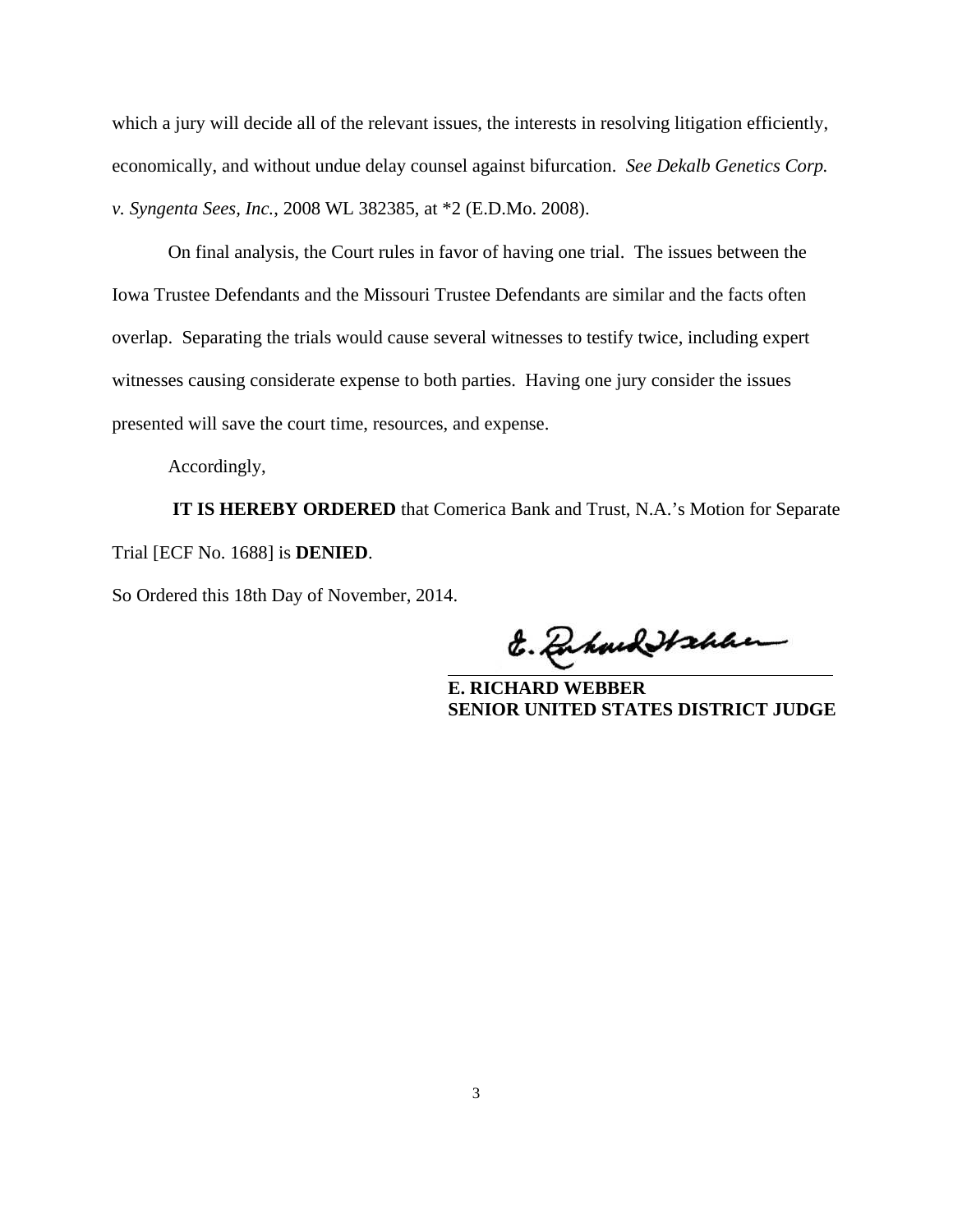which a jury will decide all of the relevant issues, the interests in resolving litigation efficiently, economically, and without undue delay counsel against bifurcation. *See Dekalb Genetics Corp. v. Syngenta Sees, Inc.*, 2008 WL 382385, at *2 (E.D.Mo. 2008).

On final analysis, the Court rules in favor of having one trial. The issues between the Iowa Trustee Defendants and the Missouri Trustee Defendants are similar and the facts often overlap. Separating the trials would cause several witnesses to testify twice, including expert witnesses causing considerate expense to both parties. Having one jury consider the issues presented will save the court time, resources, and expense.

Accordingly,

**IT IS HEREBY ORDERED** that Comerica Bank and Trust, N.A.'s Motion for Separate Trial [ECF No. 1688] is **DENIED**.

So Ordered this 18th Day of November, 2014.

**E. RICHARD WEBBER**
**SENIOR UNITED STATES DISTRICT JUDGE**